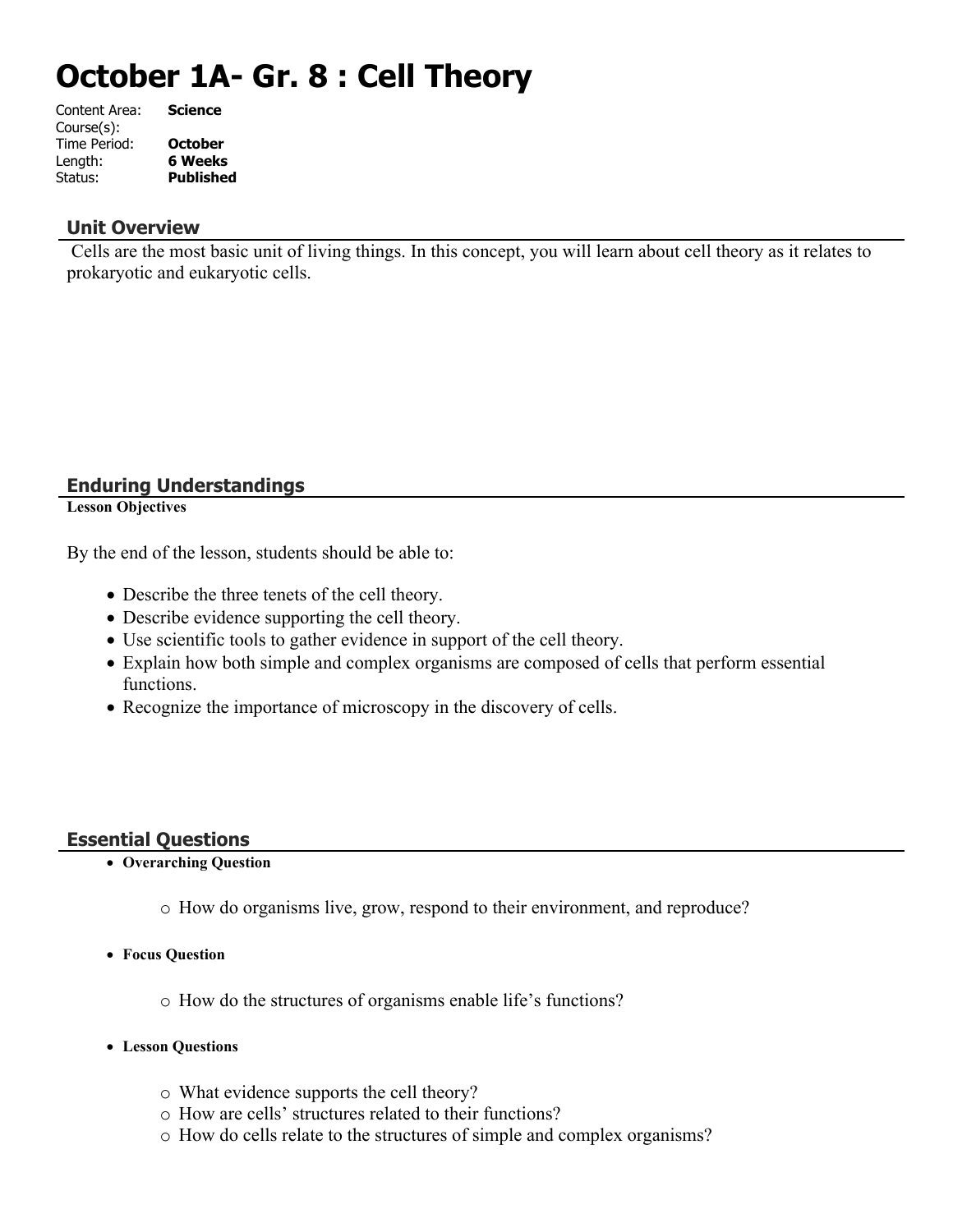# October 1A- Gr. 8 : Cell Theory

Content Area: **Science**
Course(s):
Time Period: **October**
Length: **6 Weeks**
Status: **Published**

## Unit Overview

Cells are the most basic unit of living things. In this concept, you will learn about cell theory as it relates to prokaryotic and eukaryotic cells.

## Enduring Understandings

**Lesson Objectives**

By the end of the lesson, students should be able to:

- Describe the three tenets of the cell theory.
- Describe evidence supporting the cell theory.
- Use scientific tools to gather evidence in support of the cell theory.
- Explain how both simple and complex organisms are composed of cells that perform essential functions.
- Recognize the importance of microscopy in the discovery of cells.

## Essential Questions

- **Overarching Question**
  - How do organisms live, grow, respond to their environment, and reproduce?
- **Focus Question**
  - How do the structures of organisms enable life's functions?
- **Lesson Questions**
  - What evidence supports the cell theory?
  - How are cells' structures related to their functions?
  - How do cells relate to the structures of simple and complex organisms?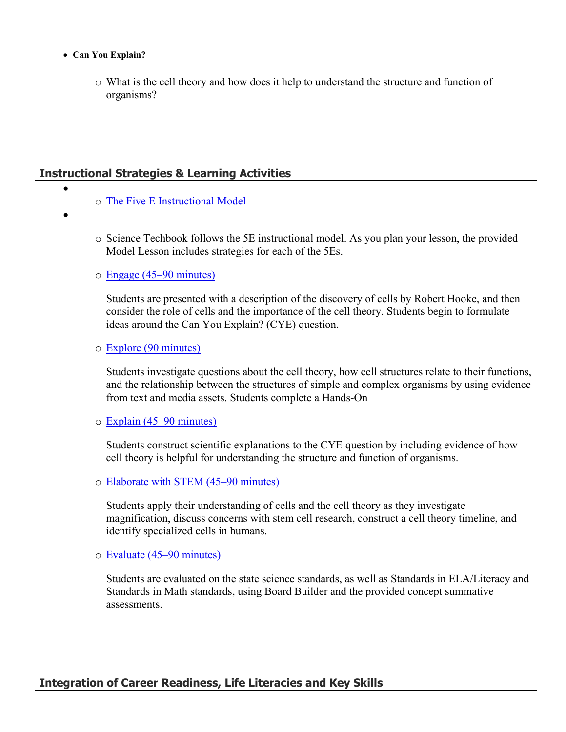- **Can You Explain?**
    - What is the cell theory and how does it help to understand the structure and function of organisms?

## Instructional Strategies & Learning Activities

- 
    - The Five E Instructional Model
- 
    - Science Techbook follows the 5E instructional model. As you plan your lesson, the provided Model Lesson includes strategies for each of the 5Es.
    - Engage (45–90 minutes)

      Students are presented with a description of the discovery of cells by Robert Hooke, and then consider the role of cells and the importance of the cell theory. Students begin to formulate ideas around the Can You Explain? (CYE) question.
    - Explore (90 minutes)

      Students investigate questions about the cell theory, how cell structures relate to their functions, and the relationship between the structures of simple and complex organisms by using evidence from text and media assets. Students complete a Hands-On
    - Explain (45–90 minutes)

      Students construct scientific explanations to the CYE question by including evidence of how cell theory is helpful for understanding the structure and function of organisms.
    - Elaborate with STEM (45–90 minutes)

      Students apply their understanding of cells and the cell theory as they investigate magnification, discuss concerns with stem cell research, construct a cell theory timeline, and identify specialized cells in humans.
    - Evaluate (45–90 minutes)

      Students are evaluated on the state science standards, as well as Standards in ELA/Literacy and Standards in Math standards, using Board Builder and the provided concept summative assessments.

## Integration of Career Readiness, Life Literacies and Key Skills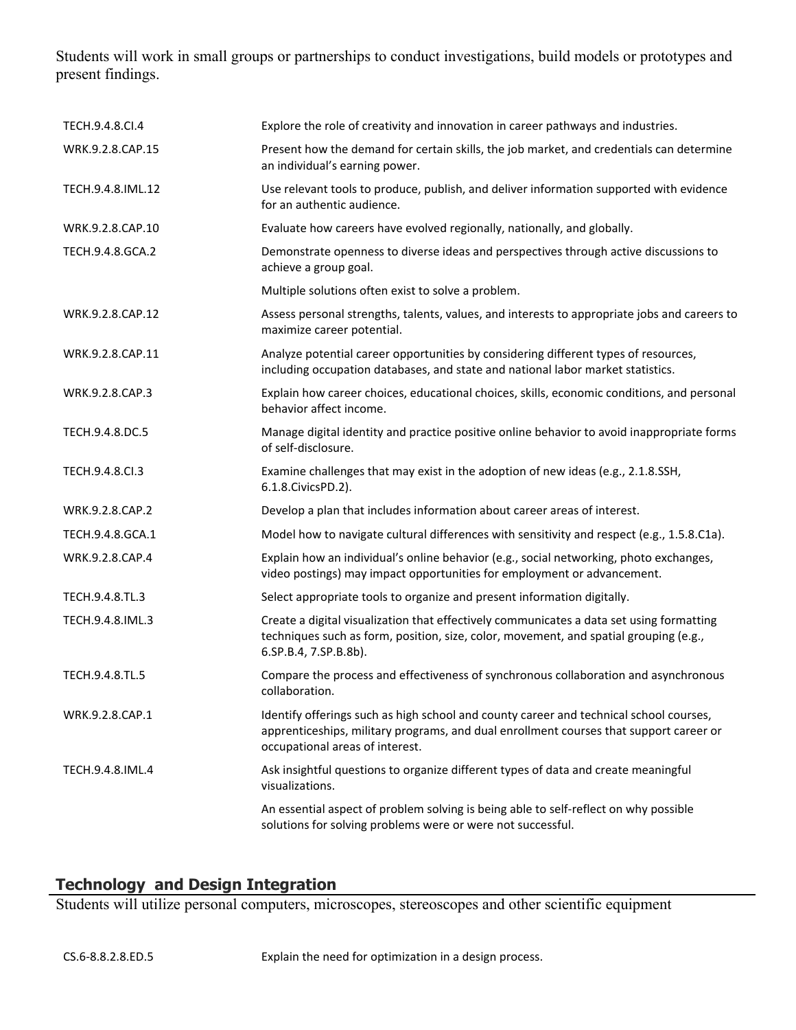Students will work in small groups or partnerships to conduct investigations, build models or prototypes and present findings.

| | |
|---|---|
| TECH.9.4.8.CI.4 | Explore the role of creativity and innovation in career pathways and industries. |
| WRK.9.2.8.CAP.15 | Present how the demand for certain skills, the job market, and credentials can determine an individual's earning power. |
| TECH.9.4.8.IML.12 | Use relevant tools to produce, publish, and deliver information supported with evidence for an authentic audience. |
| WRK.9.2.8.CAP.10 | Evaluate how careers have evolved regionally, nationally, and globally. |
| TECH.9.4.8.GCA.2 | Demonstrate openness to diverse ideas and perspectives through active discussions to achieve a group goal. |
| | Multiple solutions often exist to solve a problem. |
| WRK.9.2.8.CAP.12 | Assess personal strengths, talents, values, and interests to appropriate jobs and careers to maximize career potential. |
| WRK.9.2.8.CAP.11 | Analyze potential career opportunities by considering different types of resources, including occupation databases, and state and national labor market statistics. |
| WRK.9.2.8.CAP.3 | Explain how career choices, educational choices, skills, economic conditions, and personal behavior affect income. |
| TECH.9.4.8.DC.5 | Manage digital identity and practice positive online behavior to avoid inappropriate forms of self-disclosure. |
| TECH.9.4.8.CI.3 | Examine challenges that may exist in the adoption of new ideas (e.g., 2.1.8.SSH, 6.1.8.CivicsPD.2). |
| WRK.9.2.8.CAP.2 | Develop a plan that includes information about career areas of interest. |
| TECH.9.4.8.GCA.1 | Model how to navigate cultural differences with sensitivity and respect (e.g., 1.5.8.C1a). |
| WRK.9.2.8.CAP.4 | Explain how an individual's online behavior (e.g., social networking, photo exchanges, video postings) may impact opportunities for employment or advancement. |
| TECH.9.4.8.TL.3 | Select appropriate tools to organize and present information digitally. |
| TECH.9.4.8.IML.3 | Create a digital visualization that effectively communicates a data set using formatting techniques such as form, position, size, color, movement, and spatial grouping (e.g., 6.SP.B.4, 7.SP.B.8b). |
| TECH.9.4.8.TL.5 | Compare the process and effectiveness of synchronous collaboration and asynchronous collaboration. |
| WRK.9.2.8.CAP.1 | Identify offerings such as high school and county career and technical school courses, apprenticeships, military programs, and dual enrollment courses that support career or occupational areas of interest. |
| TECH.9.4.8.IML.4 | Ask insightful questions to organize different types of data and create meaningful visualizations. |
| | An essential aspect of problem solving is being able to self-reflect on why possible solutions for solving problems were or were not successful. |

## Technology and Design Integration

Students will utilize personal computers, microscopes, stereoscopes and other scientific equipment

| | |
|---|---|
| CS.6-8.8.2.8.ED.5 | Explain the need for optimization in a design process. |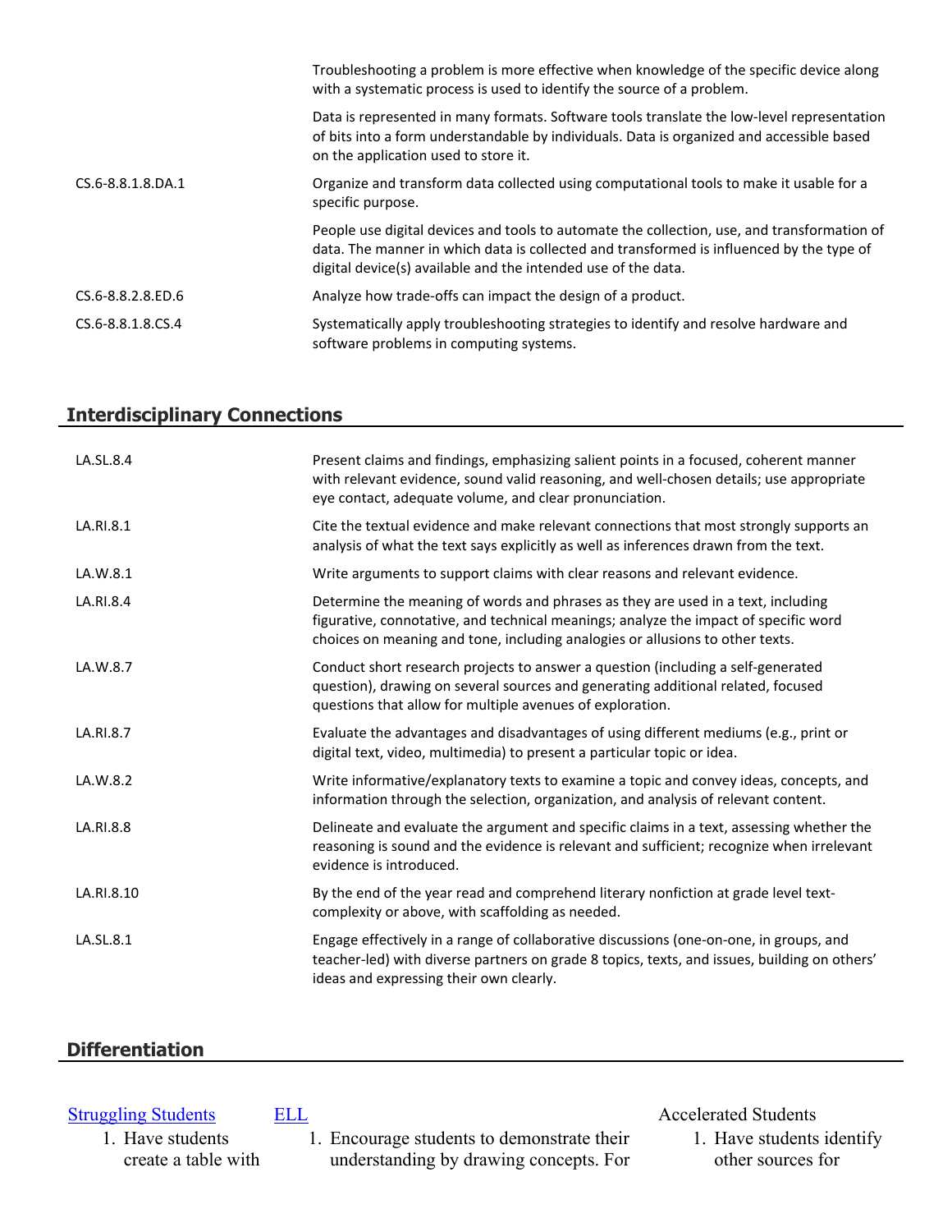| | |
|---|---|
| | Troubleshooting a problem is more effective when knowledge of the specific device along with a systematic process is used to identify the source of a problem. |
| | Data is represented in many formats. Software tools translate the low-level representation of bits into a form understandable by individuals. Data is organized and accessible based on the application used to store it. |
| CS.6-8.8.1.8.DA.1 | Organize and transform data collected using computational tools to make it usable for a specific purpose. |
| | People use digital devices and tools to automate the collection, use, and transformation of data. The manner in which data is collected and transformed is influenced by the type of digital device(s) available and the intended use of the data. |
| CS.6-8.8.2.8.ED.6 | Analyze how trade-offs can impact the design of a product. |
| CS.6-8.8.1.8.CS.4 | Systematically apply troubleshooting strategies to identify and resolve hardware and software problems in computing systems. |

## Interdisciplinary Connections

| | |
|---|---|
| LA.SL.8.4 | Present claims and findings, emphasizing salient points in a focused, coherent manner with relevant evidence, sound valid reasoning, and well-chosen details; use appropriate eye contact, adequate volume, and clear pronunciation. |
| LA.RI.8.1 | Cite the textual evidence and make relevant connections that most strongly supports an analysis of what the text says explicitly as well as inferences drawn from the text. |
| LA.W.8.1 | Write arguments to support claims with clear reasons and relevant evidence. |
| LA.RI.8.4 | Determine the meaning of words and phrases as they are used in a text, including figurative, connotative, and technical meanings; analyze the impact of specific word choices on meaning and tone, including analogies or allusions to other texts. |
| LA.W.8.7 | Conduct short research projects to answer a question (including a self-generated question), drawing on several sources and generating additional related, focused questions that allow for multiple avenues of exploration. |
| LA.RI.8.7 | Evaluate the advantages and disadvantages of using different mediums (e.g., print or digital text, video, multimedia) to present a particular topic or idea. |
| LA.W.8.2 | Write informative/explanatory texts to examine a topic and convey ideas, concepts, and information through the selection, organization, and analysis of relevant content. |
| LA.RI.8.8 | Delineate and evaluate the argument and specific claims in a text, assessing whether the reasoning is sound and the evidence is relevant and sufficient; recognize when irrelevant evidence is introduced. |
| LA.RI.8.10 | By the end of the year read and comprehend literary nonfiction at grade level text-complexity or above, with scaffolding as needed. |
| LA.SL.8.1 | Engage effectively in a range of collaborative discussions (one-on-one, in groups, and teacher-led) with diverse partners on grade 8 topics, texts, and issues, building on others' ideas and expressing their own clearly. |

## Differentiation

Struggling Students

1. Have students create a table with

ELL

1. Encourage students to demonstrate their understanding by drawing concepts. For

Accelerated Students

1. Have students identify other sources for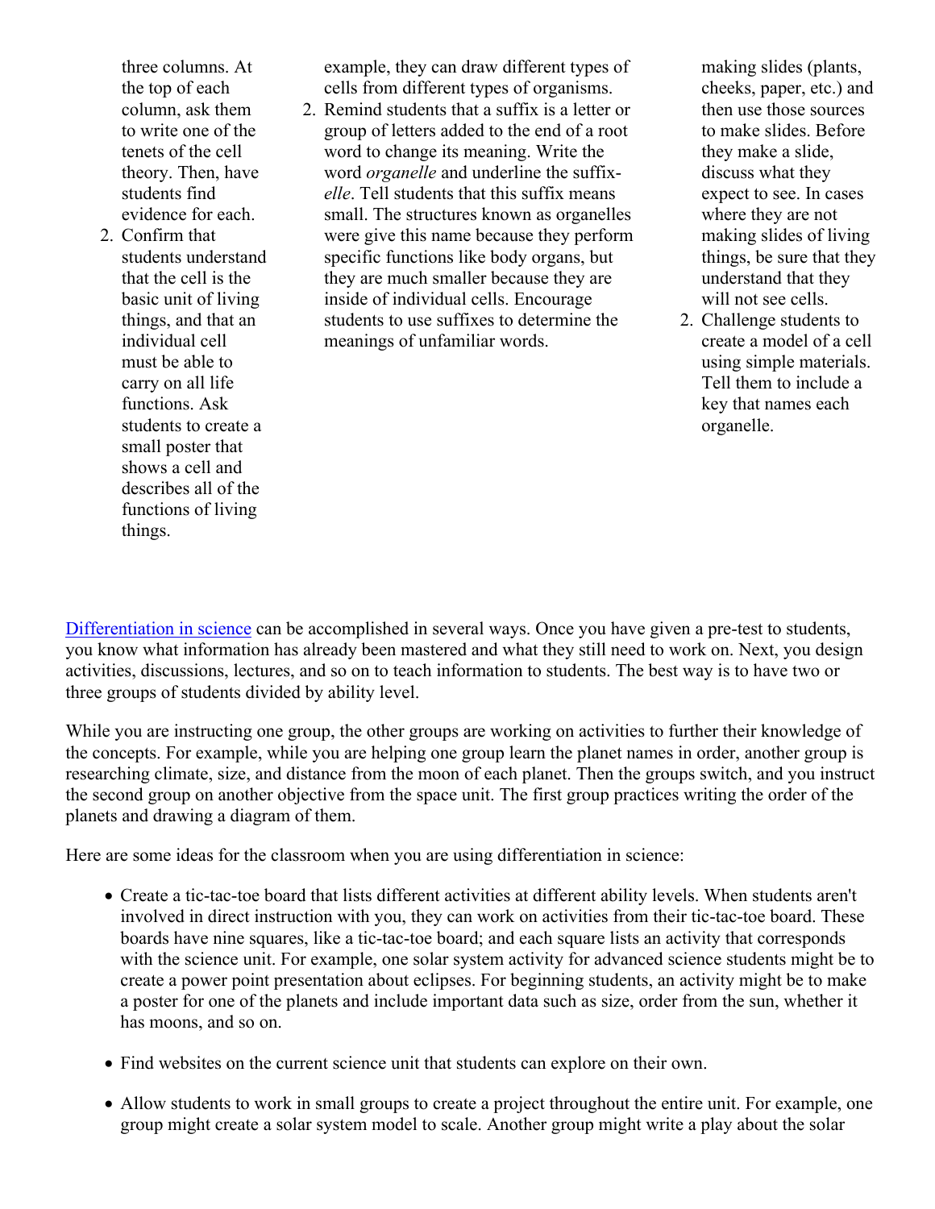three columns. At the top of each column, ask them to write one of the tenets of the cell theory. Then, have students find evidence for each.
2. Confirm that students understand that the cell is the basic unit of living things, and that an individual cell must be able to carry on all life functions. Ask students to create a small poster that shows a cell and describes all of the functions of living things.

example, they can draw different types of cells from different types of organisms.
2. Remind students that a suffix is a letter or group of letters added to the end of a root word to change its meaning. Write the word *organelle* and underline the suffix-*elle*. Tell students that this suffix means small. The structures known as organelles were give this name because they perform specific functions like body organs, but they are much smaller because they are inside of individual cells. Encourage students to use suffixes to determine the meanings of unfamiliar words.

making slides (plants, cheeks, paper, etc.) and then use those sources to make slides. Before they make a slide, discuss what they expect to see. In cases where they are not making slides of living things, be sure that they understand that they will not see cells.
2. Challenge students to create a model of a cell using simple materials. Tell them to include a key that names each organelle.

Differentiation in science can be accomplished in several ways. Once you have given a pre-test to students, you know what information has already been mastered and what they still need to work on. Next, you design activities, discussions, lectures, and so on to teach information to students. The best way is to have two or three groups of students divided by ability level.

While you are instructing one group, the other groups are working on activities to further their knowledge of the concepts. For example, while you are helping one group learn the planet names in order, another group is researching climate, size, and distance from the moon of each planet. Then the groups switch, and you instruct the second group on another objective from the space unit. The first group practices writing the order of the planets and drawing a diagram of them.

Here are some ideas for the classroom when you are using differentiation in science:

- Create a tic-tac-toe board that lists different activities at different ability levels. When students aren't involved in direct instruction with you, they can work on activities from their tic-tac-toe board. These boards have nine squares, like a tic-tac-toe board; and each square lists an activity that corresponds with the science unit. For example, one solar system activity for advanced science students might be to create a power point presentation about eclipses. For beginning students, an activity might be to make a poster for one of the planets and include important data such as size, order from the sun, whether it has moons, and so on.

- Find websites on the current science unit that students can explore on their own.

- Allow students to work in small groups to create a project throughout the entire unit. For example, one group might create a solar system model to scale. Another group might write a play about the solar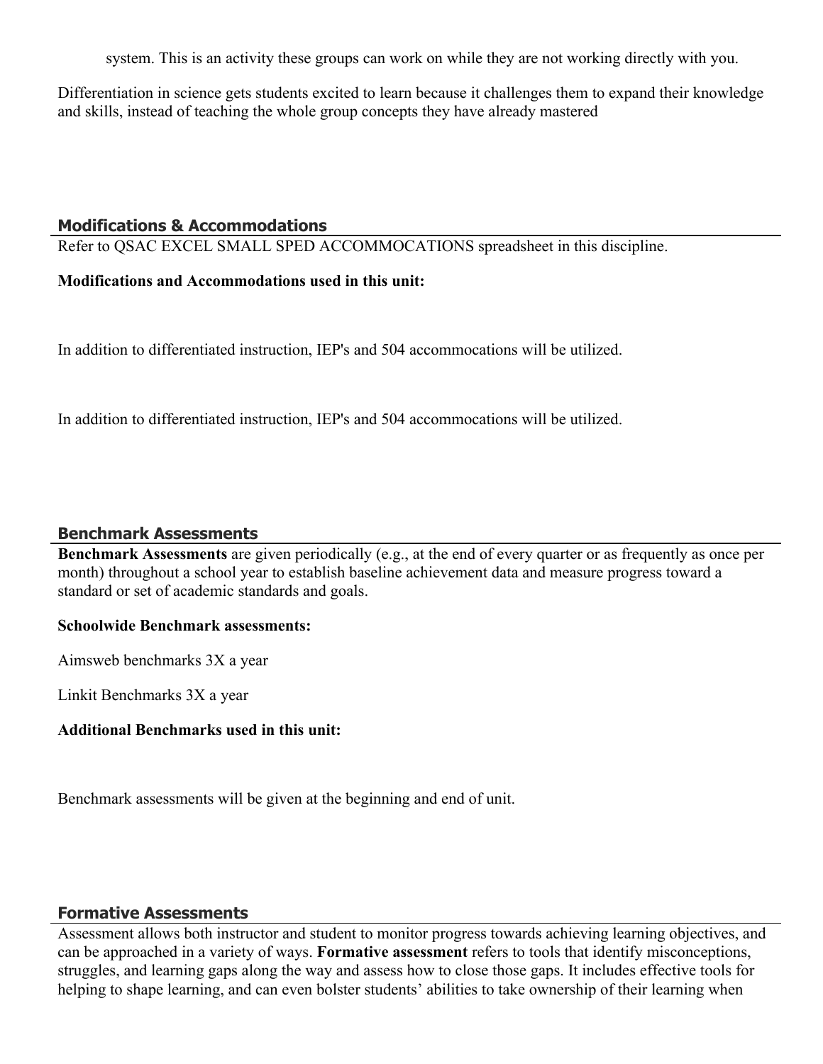system. This is an activity these groups can work on while they are not working directly with you.

Differentiation in science gets students excited to learn because it challenges them to expand their knowledge and skills, instead of teaching the whole group concepts they have already mastered

## Modifications & Accommodations

Refer to QSAC EXCEL SMALL SPED ACCOMMOCATIONS spreadsheet in this discipline.

**Modifications and Accommodations used in this unit:**

In addition to differentiated instruction, IEP's and 504 accommocations will be utilized.

In addition to differentiated instruction, IEP's and 504 accommocations will be utilized.

## Benchmark Assessments

**Benchmark Assessments** are given periodically (e.g., at the end of every quarter or as frequently as once per month) throughout a school year to establish baseline achievement data and measure progress toward a standard or set of academic standards and goals.

**Schoolwide Benchmark assessments:**

Aimsweb benchmarks 3X a year

Linkit Benchmarks 3X a year

**Additional Benchmarks used in this unit:**

Benchmark assessments will be given at the beginning and end of unit.

## Formative Assessments

Assessment allows both instructor and student to monitor progress towards achieving learning objectives, and can be approached in a variety of ways. **Formative assessment** refers to tools that identify misconceptions, struggles, and learning gaps along the way and assess how to close those gaps. It includes effective tools for helping to shape learning, and can even bolster students' abilities to take ownership of their learning when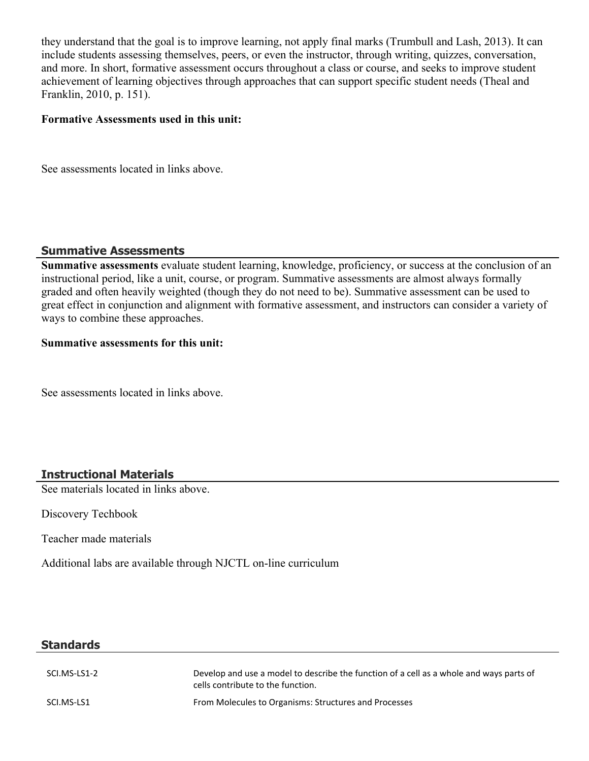they understand that the goal is to improve learning, not apply final marks (Trumbull and Lash, 2013). It can include students assessing themselves, peers, or even the instructor, through writing, quizzes, conversation, and more. In short, formative assessment occurs throughout a class or course, and seeks to improve student achievement of learning objectives through approaches that can support specific student needs (Theal and Franklin, 2010, p. 151).

**Formative Assessments used in this unit:**

See assessments located in links above.

## Summative Assessments

**Summative assessments** evaluate student learning, knowledge, proficiency, or success at the conclusion of an instructional period, like a unit, course, or program. Summative assessments are almost always formally graded and often heavily weighted (though they do not need to be). Summative assessment can be used to great effect in conjunction and alignment with formative assessment, and instructors can consider a variety of ways to combine these approaches.

**Summative assessments for this unit:**

See assessments located in links above.

## Instructional Materials

See materials located in links above.

Discovery Techbook

Teacher made materials

Additional labs are available through NJCTL on-line curriculum

## Standards

| | |
|---|---|
| SCI.MS-LS1-2 | Develop and use a model to describe the function of a cell as a whole and ways parts of cells contribute to the function. |
| SCI.MS-LS1 | From Molecules to Organisms: Structures and Processes |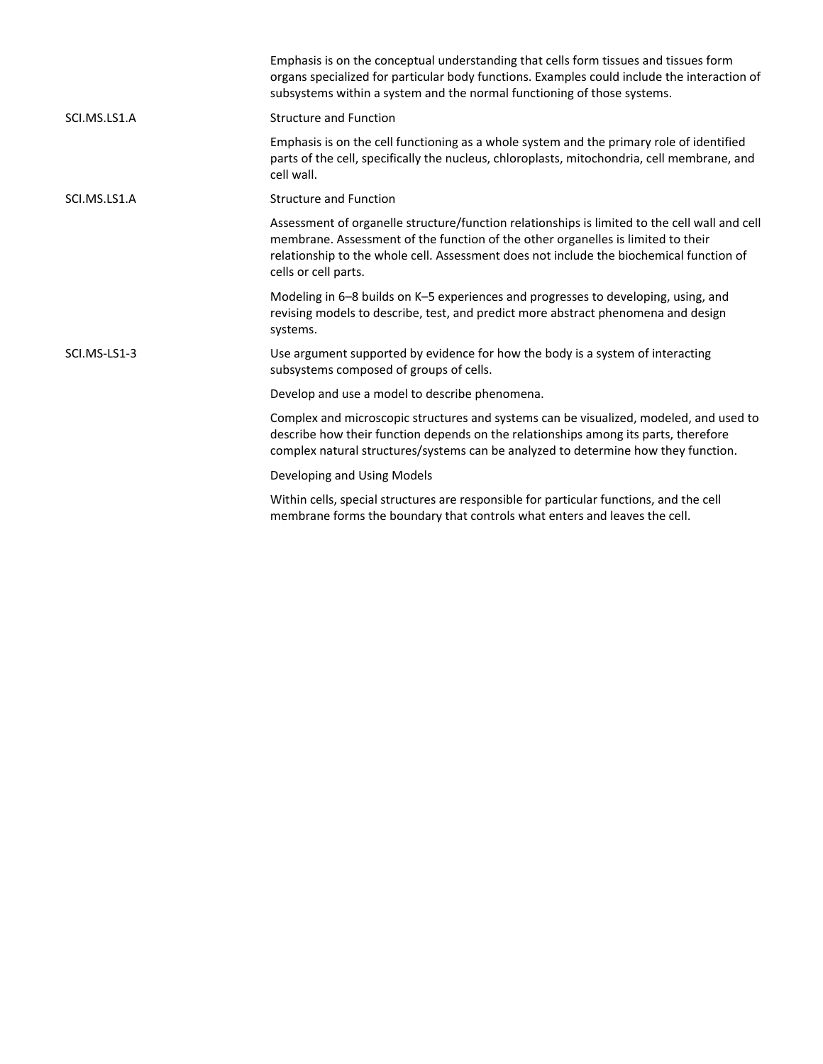| | |
|---|---|
| | Emphasis is on the conceptual understanding that cells form tissues and tissues form organs specialized for particular body functions. Examples could include the interaction of subsystems within a system and the normal functioning of those systems. |
| SCI.MS.LS1.A | Structure and Function |
| | Emphasis is on the cell functioning as a whole system and the primary role of identified parts of the cell, specifically the nucleus, chloroplasts, mitochondria, cell membrane, and cell wall. |
| SCI.MS.LS1.A | Structure and Function |
| | Assessment of organelle structure/function relationships is limited to the cell wall and cell membrane. Assessment of the function of the other organelles is limited to their relationship to the whole cell. Assessment does not include the biochemical function of cells or cell parts. |
| | Modeling in 6–8 builds on K–5 experiences and progresses to developing, using, and revising models to describe, test, and predict more abstract phenomena and design systems. |
| SCI.MS-LS1-3 | Use argument supported by evidence for how the body is a system of interacting subsystems composed of groups of cells. |
| | Develop and use a model to describe phenomena. |
| | Complex and microscopic structures and systems can be visualized, modeled, and used to describe how their function depends on the relationships among its parts, therefore complex natural structures/systems can be analyzed to determine how they function. |
| | Developing and Using Models |
| | Within cells, special structures are responsible for particular functions, and the cell membrane forms the boundary that controls what enters and leaves the cell. |